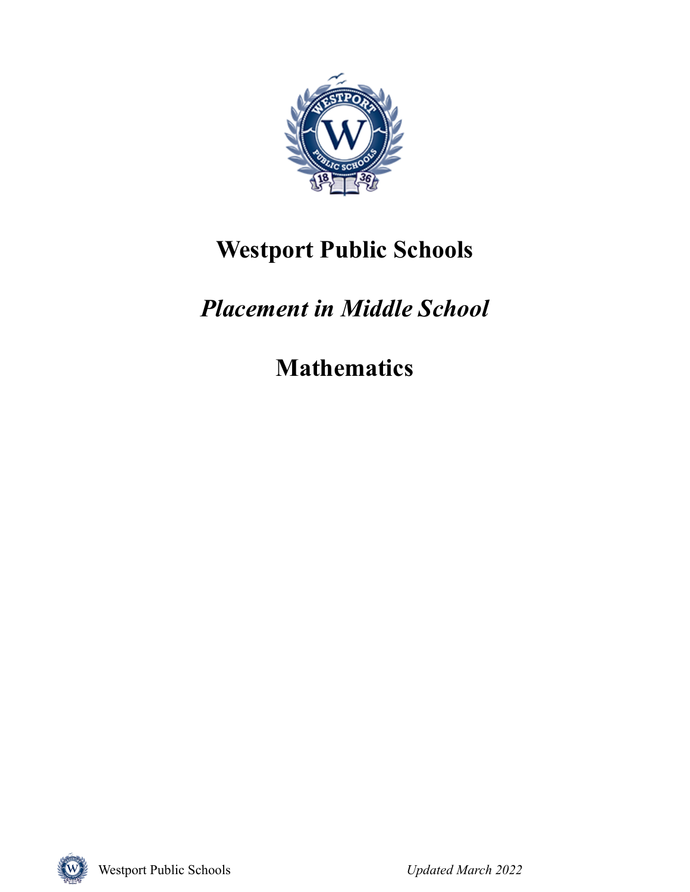# Westport Public Schools

## *Placement in Middle School*

## Mathematics

Westport Public Schools *Updated March 2022*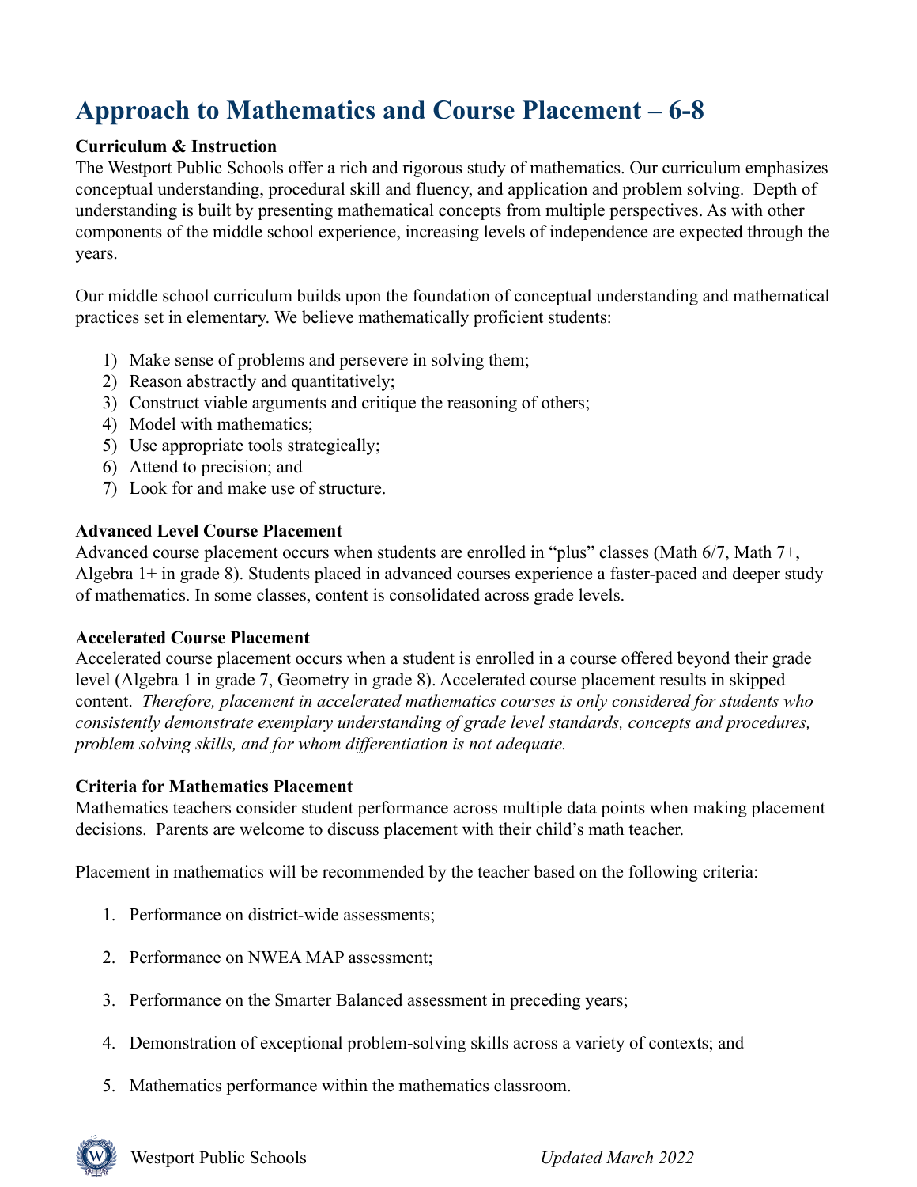# Approach to Mathematics and Course Placement – 6-8

**Curriculum & Instruction**

The Westport Public Schools offer a rich and rigorous study of mathematics. Our curriculum emphasizes conceptual understanding, procedural skill and fluency, and application and problem solving. Depth of understanding is built by presenting mathematical concepts from multiple perspectives. As with other components of the middle school experience, increasing levels of independence are expected through the years.

Our middle school curriculum builds upon the foundation of conceptual understanding and mathematical practices set in elementary. We believe mathematically proficient students:

1) Make sense of problems and persevere in solving them;
2) Reason abstractly and quantitatively;
3) Construct viable arguments and critique the reasoning of others;
4) Model with mathematics;
5) Use appropriate tools strategically;
6) Attend to precision; and
7) Look for and make use of structure.

**Advanced Level Course Placement**

Advanced course placement occurs when students are enrolled in "plus" classes (Math 6/7, Math 7+, Algebra 1+ in grade 8). Students placed in advanced courses experience a faster-paced and deeper study of mathematics. In some classes, content is consolidated across grade levels.

**Accelerated Course Placement**

Accelerated course placement occurs when a student is enrolled in a course offered beyond their grade level (Algebra 1 in grade 7, Geometry in grade 8). Accelerated course placement results in skipped content. *Therefore, placement in accelerated mathematics courses is only considered for students who consistently demonstrate exemplary understanding of grade level standards, concepts and procedures, problem solving skills, and for whom differentiation is not adequate.*

**Criteria for Mathematics Placement**

Mathematics teachers consider student performance across multiple data points when making placement decisions. Parents are welcome to discuss placement with their child's math teacher.

Placement in mathematics will be recommended by the teacher based on the following criteria:

1. Performance on district-wide assessments;
2. Performance on NWEA MAP assessment;
3. Performance on the Smarter Balanced assessment in preceding years;
4. Demonstration of exceptional problem-solving skills across a variety of contexts; and
5. Mathematics performance within the mathematics classroom.

Westport Public Schools *Updated March 2022*